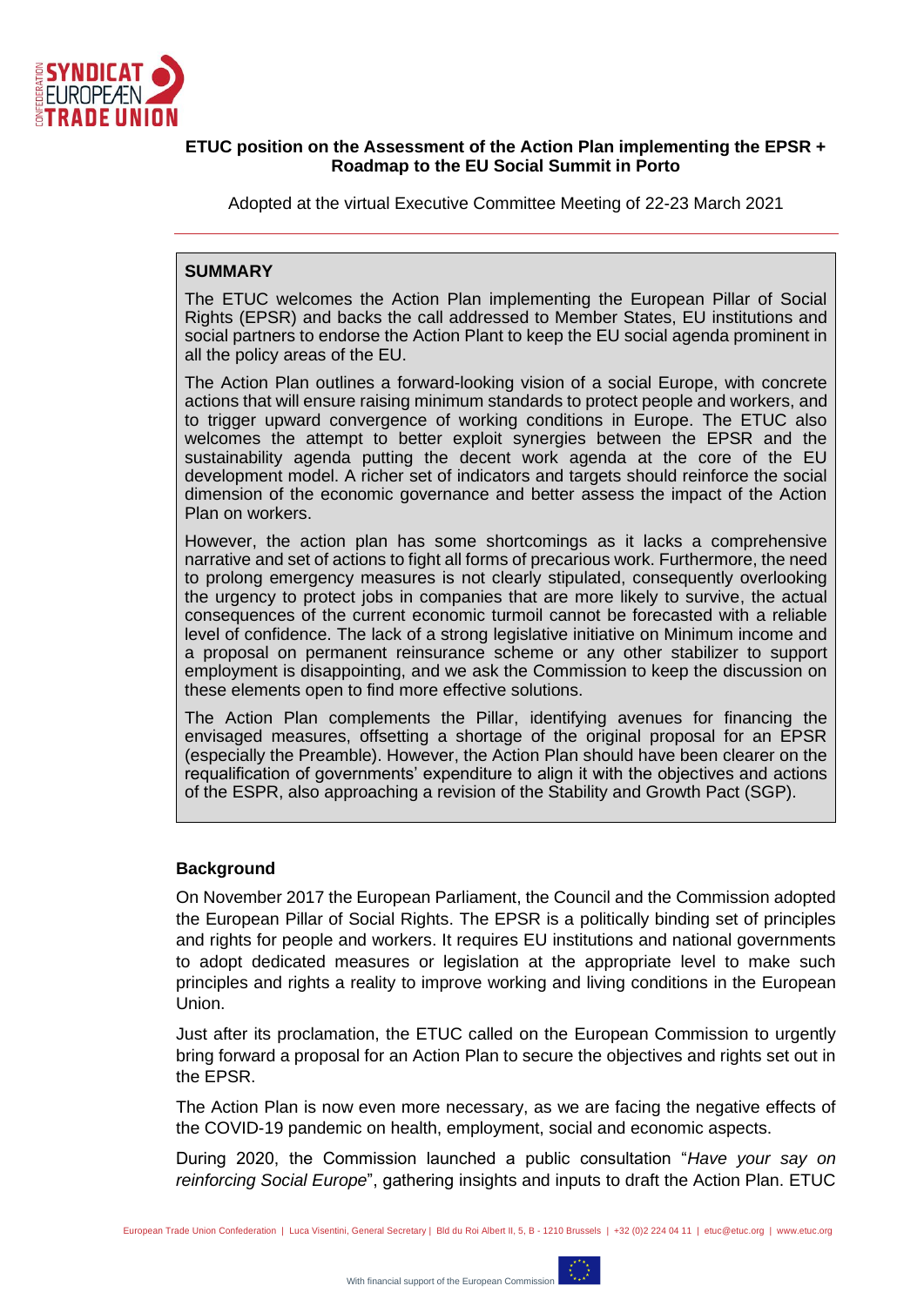**ETUC position on the Assessment of the Action Plan implementing the EPSR + Roadmap to the EU Social Summit in Porto**

Adopted at the virtual Executive Committee Meeting of 22-23 March 2021

---

**SUMMARY**

The ETUC welcomes the Action Plan implementing the European Pillar of Social Rights (EPSR) and backs the call addressed to Member States, EU institutions and social partners to endorse the Action Plant to keep the EU social agenda prominent in all the policy areas of the EU.

The Action Plan outlines a forward-looking vision of a social Europe, with concrete actions that will ensure raising minimum standards to protect people and workers, and to trigger upward convergence of working conditions in Europe. The ETUC also welcomes the attempt to better exploit synergies between the EPSR and the sustainability agenda putting the decent work agenda at the core of the EU development model. A richer set of indicators and targets should reinforce the social dimension of the economic governance and better assess the impact of the Action Plan on workers.

However, the action plan has some shortcomings as it lacks a comprehensive narrative and set of actions to fight all forms of precarious work. Furthermore, the need to prolong emergency measures is not clearly stipulated, consequently overlooking the urgency to protect jobs in companies that are more likely to survive, the actual consequences of the current economic turmoil cannot be forecasted with a reliable level of confidence. The lack of a strong legislative initiative on Minimum income and a proposal on permanent reinsurance scheme or any other stabilizer to support employment is disappointing, and we ask the Commission to keep the discussion on these elements open to find more effective solutions.

The Action Plan complements the Pillar, identifying avenues for financing the envisaged measures, offsetting a shortage of the original proposal for an EPSR (especially the Preamble). However, the Action Plan should have been clearer on the requalification of governments' expenditure to align it with the objectives and actions of the ESPR, also approaching a revision of the Stability and Growth Pact (SGP).

**Background**

On November 2017 the European Parliament, the Council and the Commission adopted the European Pillar of Social Rights. The EPSR is a politically binding set of principles and rights for people and workers. It requires EU institutions and national governments to adopt dedicated measures or legislation at the appropriate level to make such principles and rights a reality to improve working and living conditions in the European Union.

Just after its proclamation, the ETUC called on the European Commission to urgently bring forward a proposal for an Action Plan to secure the objectives and rights set out in the EPSR.

The Action Plan is now even more necessary, as we are facing the negative effects of the COVID-19 pandemic on health, employment, social and economic aspects.

During 2020, the Commission launched a public consultation "*Have your say on reinforcing Social Europe*", gathering insights and inputs to draft the Action Plan. ETUC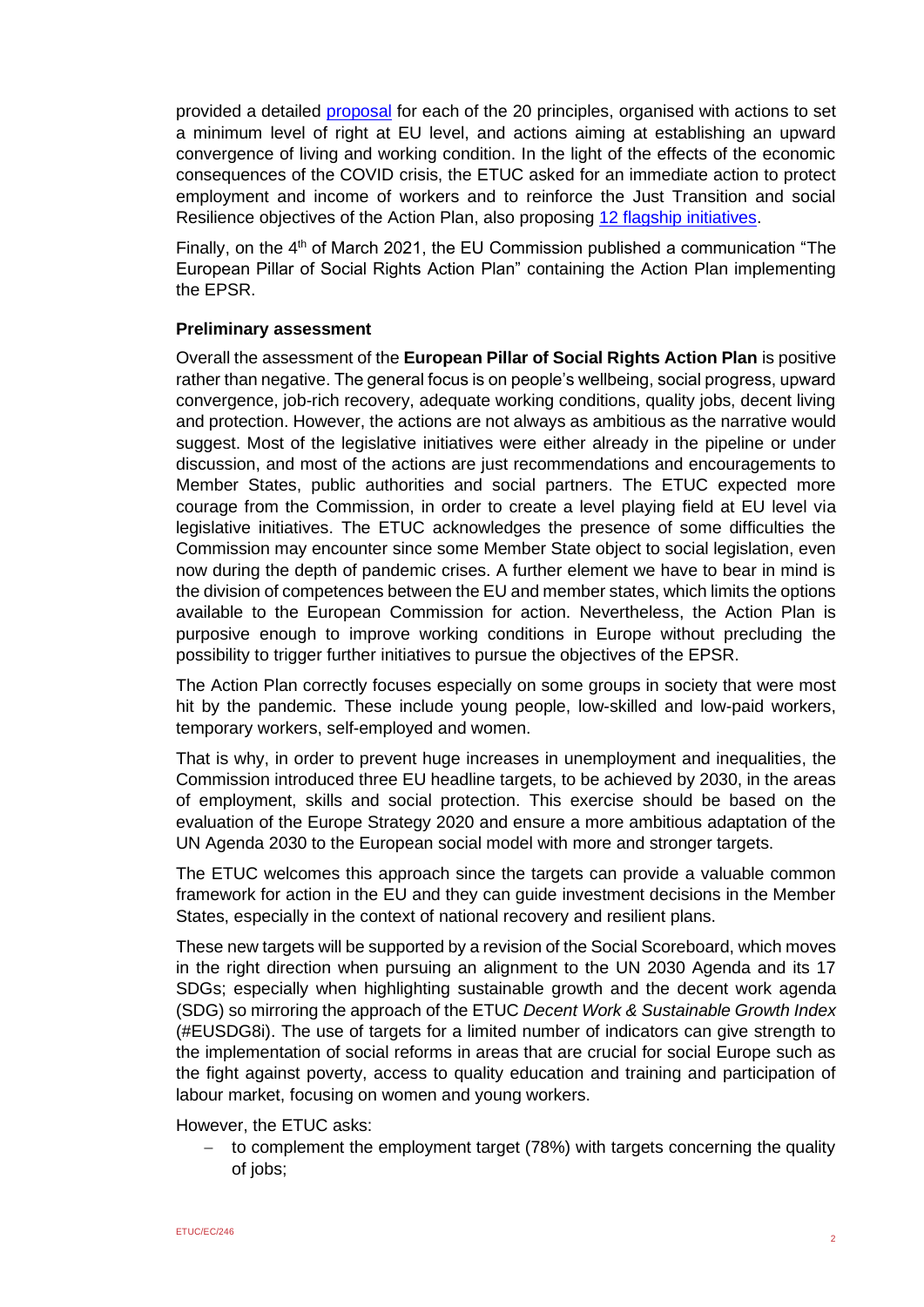provided a detailed [proposal](proposal) for each of the 20 principles, organised with actions to set a minimum level of right at EU level, and actions aiming at establishing an upward convergence of living and working condition. In the light of the effects of the economic consequences of the COVID crisis, the ETUC asked for an immediate action to protect employment and income of workers and to reinforce the Just Transition and social Resilience objectives of the Action Plan, also proposing [12 flagship initiatives](12 flagship initiatives).

Finally, on the 4th of March 2021, the EU Commission published a communication "The European Pillar of Social Rights Action Plan" containing the Action Plan implementing the EPSR.

**Preliminary assessment**

Overall the assessment of the **European Pillar of Social Rights Action Plan** is positive rather than negative. The general focus is on people's wellbeing, social progress, upward convergence, job-rich recovery, adequate working conditions, quality jobs, decent living and protection. However, the actions are not always as ambitious as the narrative would suggest. Most of the legislative initiatives were either already in the pipeline or under discussion, and most of the actions are just recommendations and encouragements to Member States, public authorities and social partners. The ETUC expected more courage from the Commission, in order to create a level playing field at EU level via legislative initiatives. The ETUC acknowledges the presence of some difficulties the Commission may encounter since some Member State object to social legislation, even now during the depth of pandemic crises. A further element we have to bear in mind is the division of competences between the EU and member states, which limits the options available to the European Commission for action. Nevertheless, the Action Plan is purposive enough to improve working conditions in Europe without precluding the possibility to trigger further initiatives to pursue the objectives of the EPSR.

The Action Plan correctly focuses especially on some groups in society that were most hit by the pandemic. These include young people, low-skilled and low-paid workers, temporary workers, self-employed and women.

That is why, in order to prevent huge increases in unemployment and inequalities, the Commission introduced three EU headline targets, to be achieved by 2030, in the areas of employment, skills and social protection. This exercise should be based on the evaluation of the Europe Strategy 2020 and ensure a more ambitious adaptation of the UN Agenda 2030 to the European social model with more and stronger targets.

The ETUC welcomes this approach since the targets can provide a valuable common framework for action in the EU and they can guide investment decisions in the Member States, especially in the context of national recovery and resilient plans.

These new targets will be supported by a revision of the Social Scoreboard, which moves in the right direction when pursuing an alignment to the UN 2030 Agenda and its 17 SDGs; especially when highlighting sustainable growth and the decent work agenda (SDG) so mirroring the approach of the ETUC *Decent Work & Sustainable Growth Index* (#EUSDG8i). The use of targets for a limited number of indicators can give strength to the implementation of social reforms in areas that are crucial for social Europe such as the fight against poverty, access to quality education and training and participation of labour market, focusing on women and young workers.

However, the ETUC asks:

- to complement the employment target (78%) with targets concerning the quality of jobs;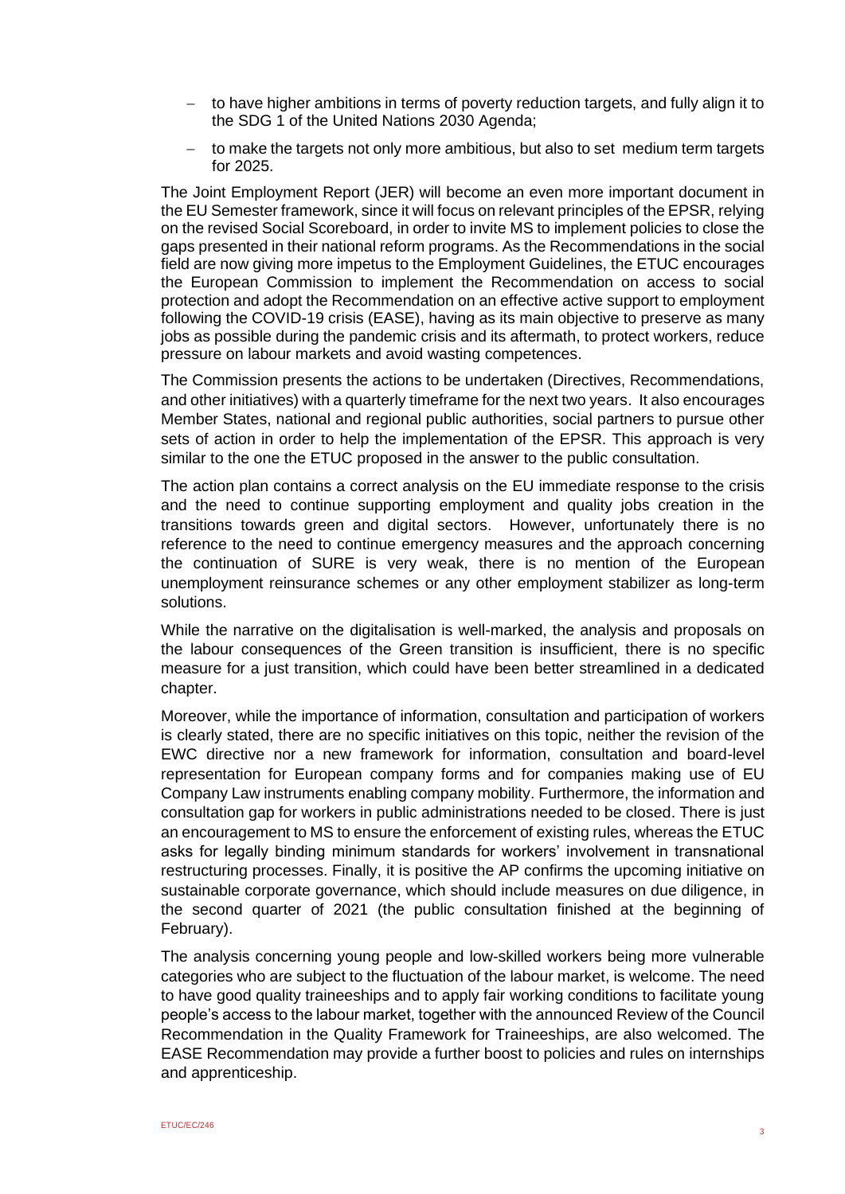- to have higher ambitions in terms of poverty reduction targets, and fully align it to the SDG 1 of the United Nations 2030 Agenda;
- to make the targets not only more ambitious, but also to set medium term targets for 2025.

The Joint Employment Report (JER) will become an even more important document in the EU Semester framework, since it will focus on relevant principles of the EPSR, relying on the revised Social Scoreboard, in order to invite MS to implement policies to close the gaps presented in their national reform programs. As the Recommendations in the social field are now giving more impetus to the Employment Guidelines, the ETUC encourages the European Commission to implement the Recommendation on access to social protection and adopt the Recommendation on an effective active support to employment following the COVID-19 crisis (EASE), having as its main objective to preserve as many jobs as possible during the pandemic crisis and its aftermath, to protect workers, reduce pressure on labour markets and avoid wasting competences.

The Commission presents the actions to be undertaken (Directives, Recommendations, and other initiatives) with a quarterly timeframe for the next two years. It also encourages Member States, national and regional public authorities, social partners to pursue other sets of action in order to help the implementation of the EPSR. This approach is very similar to the one the ETUC proposed in the answer to the public consultation.

The action plan contains a correct analysis on the EU immediate response to the crisis and the need to continue supporting employment and quality jobs creation in the transitions towards green and digital sectors. However, unfortunately there is no reference to the need to continue emergency measures and the approach concerning the continuation of SURE is very weak, there is no mention of the European unemployment reinsurance schemes or any other employment stabilizer as long-term solutions.

While the narrative on the digitalisation is well-marked, the analysis and proposals on the labour consequences of the Green transition is insufficient, there is no specific measure for a just transition, which could have been better streamlined in a dedicated chapter.

Moreover, while the importance of information, consultation and participation of workers is clearly stated, there are no specific initiatives on this topic, neither the revision of the EWC directive nor a new framework for information, consultation and board-level representation for European company forms and for companies making use of EU Company Law instruments enabling company mobility. Furthermore, the information and consultation gap for workers in public administrations needed to be closed. There is just an encouragement to MS to ensure the enforcement of existing rules, whereas the ETUC asks for legally binding minimum standards for workers' involvement in transnational restructuring processes. Finally, it is positive the AP confirms the upcoming initiative on sustainable corporate governance, which should include measures on due diligence, in the second quarter of 2021 (the public consultation finished at the beginning of February).

The analysis concerning young people and low-skilled workers being more vulnerable categories who are subject to the fluctuation of the labour market, is welcome. The need to have good quality traineeships and to apply fair working conditions to facilitate young people's access to the labour market, together with the announced Review of the Council Recommendation in the Quality Framework for Traineeships, are also welcomed. The EASE Recommendation may provide a further boost to policies and rules on internships and apprenticeship.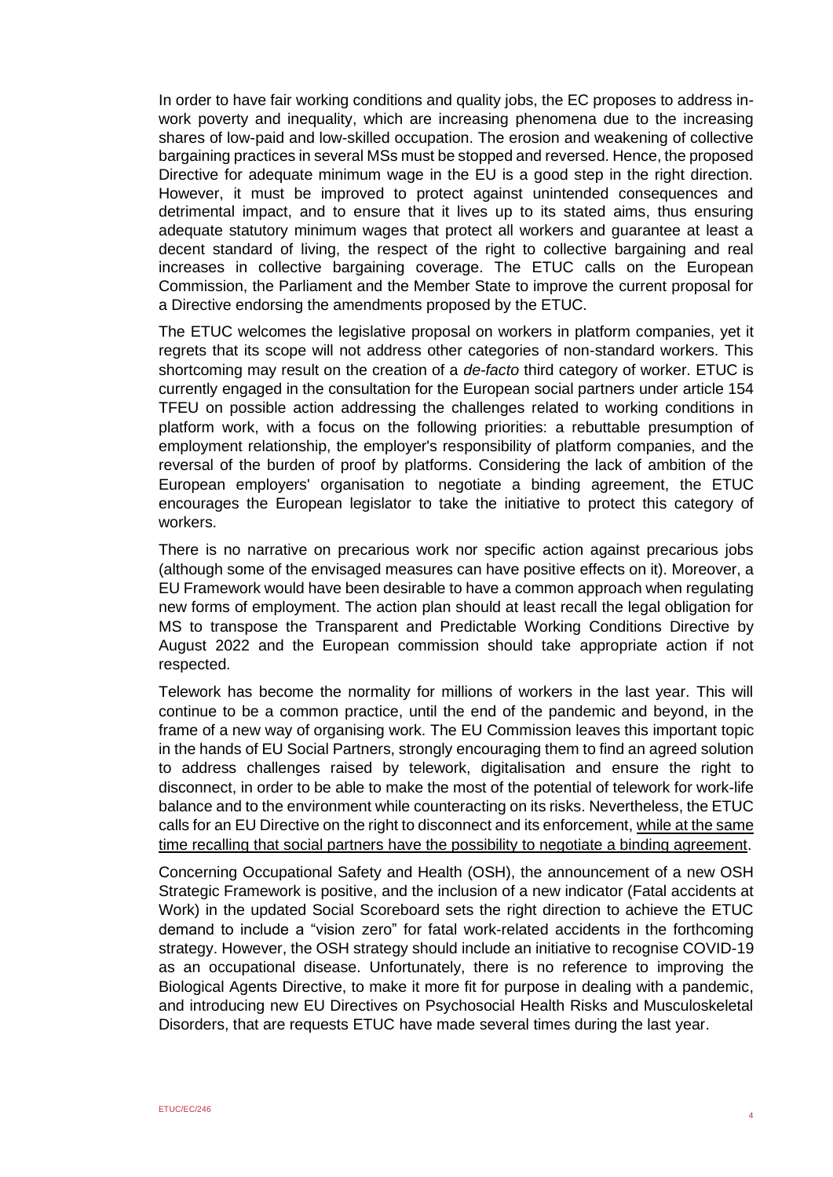In order to have fair working conditions and quality jobs, the EC proposes to address in-work poverty and inequality, which are increasing phenomena due to the increasing shares of low-paid and low-skilled occupation. The erosion and weakening of collective bargaining practices in several MSs must be stopped and reversed. Hence, the proposed Directive for adequate minimum wage in the EU is a good step in the right direction. However, it must be improved to protect against unintended consequences and detrimental impact, and to ensure that it lives up to its stated aims, thus ensuring adequate statutory minimum wages that protect all workers and guarantee at least a decent standard of living, the respect of the right to collective bargaining and real increases in collective bargaining coverage. The ETUC calls on the European Commission, the Parliament and the Member State to improve the current proposal for a Directive endorsing the amendments proposed by the ETUC.

The ETUC welcomes the legislative proposal on workers in platform companies, yet it regrets that its scope will not address other categories of non-standard workers. This shortcoming may result on the creation of a *de-facto* third category of worker. ETUC is currently engaged in the consultation for the European social partners under article 154 TFEU on possible action addressing the challenges related to working conditions in platform work, with a focus on the following priorities: a rebuttable presumption of employment relationship, the employer's responsibility of platform companies, and the reversal of the burden of proof by platforms. Considering the lack of ambition of the European employers' organisation to negotiate a binding agreement, the ETUC encourages the European legislator to take the initiative to protect this category of workers.

There is no narrative on precarious work nor specific action against precarious jobs (although some of the envisaged measures can have positive effects on it). Moreover, a EU Framework would have been desirable to have a common approach when regulating new forms of employment. The action plan should at least recall the legal obligation for MS to transpose the Transparent and Predictable Working Conditions Directive by August 2022 and the European commission should take appropriate action if not respected.

Telework has become the normality for millions of workers in the last year. This will continue to be a common practice, until the end of the pandemic and beyond, in the frame of a new way of organising work. The EU Commission leaves this important topic in the hands of EU Social Partners, strongly encouraging them to find an agreed solution to address challenges raised by telework, digitalisation and ensure the right to disconnect, in order to be able to make the most of the potential of telework for work-life balance and to the environment while counteracting on its risks. Nevertheless, the ETUC calls for an EU Directive on the right to disconnect and its enforcement, <u>while at the same time recalling that social partners have the possibility to negotiate a binding agreement</u>.

Concerning Occupational Safety and Health (OSH), the announcement of a new OSH Strategic Framework is positive, and the inclusion of a new indicator (Fatal accidents at Work) in the updated Social Scoreboard sets the right direction to achieve the ETUC demand to include a "vision zero" for fatal work-related accidents in the forthcoming strategy. However, the OSH strategy should include an initiative to recognise COVID-19 as an occupational disease. Unfortunately, there is no reference to improving the Biological Agents Directive, to make it more fit for purpose in dealing with a pandemic, and introducing new EU Directives on Psychosocial Health Risks and Musculoskeletal Disorders, that are requests ETUC have made several times during the last year.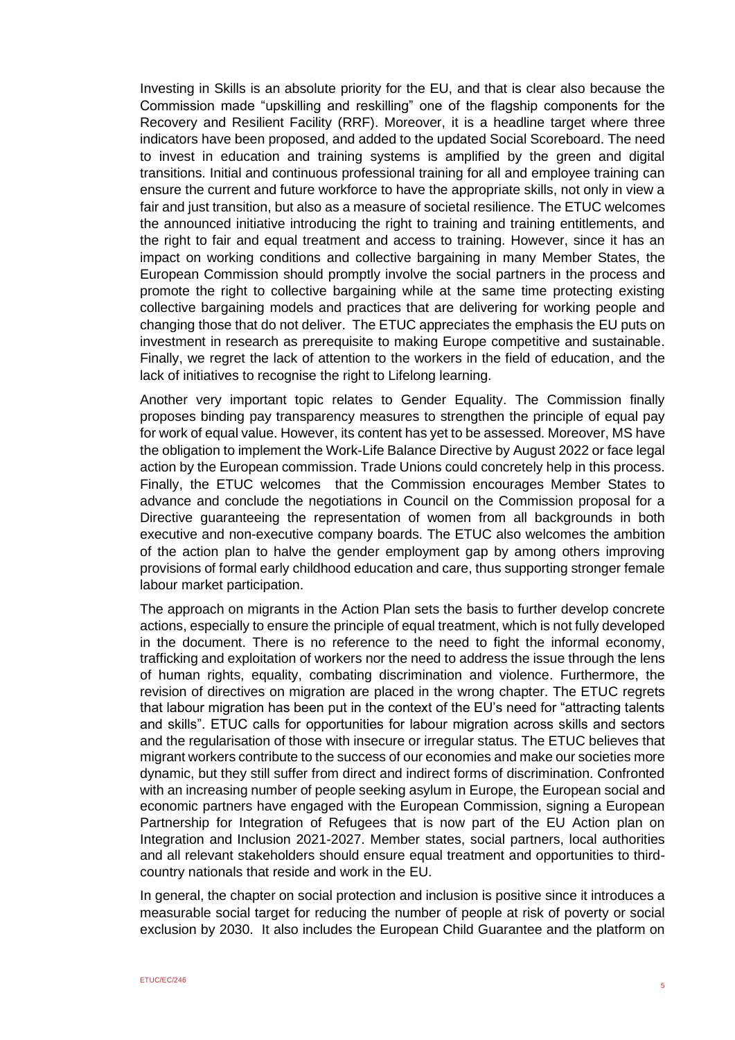Investing in Skills is an absolute priority for the EU, and that is clear also because the Commission made "upskilling and reskilling" one of the flagship components for the Recovery and Resilient Facility (RRF). Moreover, it is a headline target where three indicators have been proposed, and added to the updated Social Scoreboard. The need to invest in education and training systems is amplified by the green and digital transitions. Initial and continuous professional training for all and employee training can ensure the current and future workforce to have the appropriate skills, not only in view a fair and just transition, but also as a measure of societal resilience. The ETUC welcomes the announced initiative introducing the right to training and training entitlements, and the right to fair and equal treatment and access to training. However, since it has an impact on working conditions and collective bargaining in many Member States, the European Commission should promptly involve the social partners in the process and promote the right to collective bargaining while at the same time protecting existing collective bargaining models and practices that are delivering for working people and changing those that do not deliver. The ETUC appreciates the emphasis the EU puts on investment in research as prerequisite to making Europe competitive and sustainable. Finally, we regret the lack of attention to the workers in the field of education, and the lack of initiatives to recognise the right to Lifelong learning.

Another very important topic relates to Gender Equality. The Commission finally proposes binding pay transparency measures to strengthen the principle of equal pay for work of equal value. However, its content has yet to be assessed. Moreover, MS have the obligation to implement the Work-Life Balance Directive by August 2022 or face legal action by the European commission. Trade Unions could concretely help in this process. Finally, the ETUC welcomes that the Commission encourages Member States to advance and conclude the negotiations in Council on the Commission proposal for a Directive guaranteeing the representation of women from all backgrounds in both executive and non-executive company boards. The ETUC also welcomes the ambition of the action plan to halve the gender employment gap by among others improving provisions of formal early childhood education and care, thus supporting stronger female labour market participation.

The approach on migrants in the Action Plan sets the basis to further develop concrete actions, especially to ensure the principle of equal treatment, which is not fully developed in the document. There is no reference to the need to fight the informal economy, trafficking and exploitation of workers nor the need to address the issue through the lens of human rights, equality, combating discrimination and violence. Furthermore, the revision of directives on migration are placed in the wrong chapter. The ETUC regrets that labour migration has been put in the context of the EU's need for "attracting talents and skills". ETUC calls for opportunities for labour migration across skills and sectors and the regularisation of those with insecure or irregular status. The ETUC believes that migrant workers contribute to the success of our economies and make our societies more dynamic, but they still suffer from direct and indirect forms of discrimination. Confronted with an increasing number of people seeking asylum in Europe, the European social and economic partners have engaged with the European Commission, signing a European Partnership for Integration of Refugees that is now part of the EU Action plan on Integration and Inclusion 2021-2027. Member states, social partners, local authorities and all relevant stakeholders should ensure equal treatment and opportunities to third-country nationals that reside and work in the EU.

In general, the chapter on social protection and inclusion is positive since it introduces a measurable social target for reducing the number of people at risk of poverty or social exclusion by 2030. It also includes the European Child Guarantee and the platform on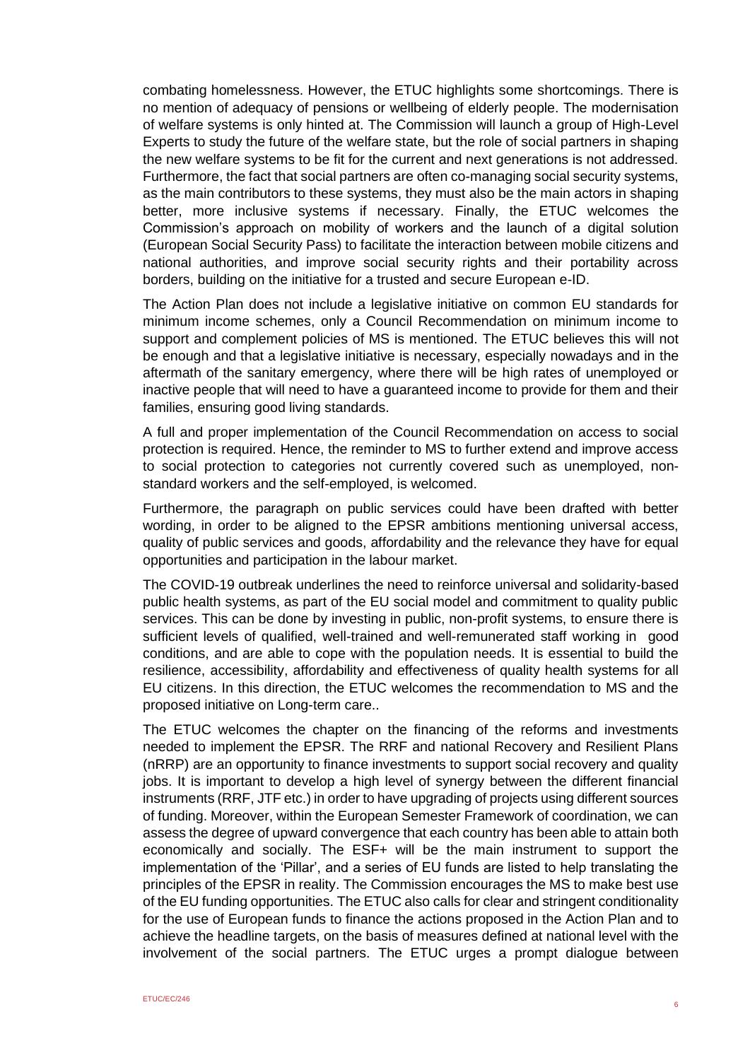combating homelessness. However, the ETUC highlights some shortcomings. There is no mention of adequacy of pensions or wellbeing of elderly people. The modernisation of welfare systems is only hinted at. The Commission will launch a group of High-Level Experts to study the future of the welfare state, but the role of social partners in shaping the new welfare systems to be fit for the current and next generations is not addressed. Furthermore, the fact that social partners are often co-managing social security systems, as the main contributors to these systems, they must also be the main actors in shaping better, more inclusive systems if necessary. Finally, the ETUC welcomes the Commission's approach on mobility of workers and the launch of a digital solution (European Social Security Pass) to facilitate the interaction between mobile citizens and national authorities, and improve social security rights and their portability across borders, building on the initiative for a trusted and secure European e-ID.

The Action Plan does not include a legislative initiative on common EU standards for minimum income schemes, only a Council Recommendation on minimum income to support and complement policies of MS is mentioned. The ETUC believes this will not be enough and that a legislative initiative is necessary, especially nowadays and in the aftermath of the sanitary emergency, where there will be high rates of unemployed or inactive people that will need to have a guaranteed income to provide for them and their families, ensuring good living standards.

A full and proper implementation of the Council Recommendation on access to social protection is required. Hence, the reminder to MS to further extend and improve access to social protection to categories not currently covered such as unemployed, non-standard workers and the self-employed, is welcomed.

Furthermore, the paragraph on public services could have been drafted with better wording, in order to be aligned to the EPSR ambitions mentioning universal access, quality of public services and goods, affordability and the relevance they have for equal opportunities and participation in the labour market.

The COVID-19 outbreak underlines the need to reinforce universal and solidarity-based public health systems, as part of the EU social model and commitment to quality public services. This can be done by investing in public, non-profit systems, to ensure there is sufficient levels of qualified, well-trained and well-remunerated staff working in good conditions, and are able to cope with the population needs. It is essential to build the resilience, accessibility, affordability and effectiveness of quality health systems for all EU citizens. In this direction, the ETUC welcomes the recommendation to MS and the proposed initiative on Long-term care..

The ETUC welcomes the chapter on the financing of the reforms and investments needed to implement the EPSR. The RRF and national Recovery and Resilient Plans (nRRP) are an opportunity to finance investments to support social recovery and quality jobs. It is important to develop a high level of synergy between the different financial instruments (RRF, JTF etc.) in order to have upgrading of projects using different sources of funding. Moreover, within the European Semester Framework of coordination, we can assess the degree of upward convergence that each country has been able to attain both economically and socially. The ESF+ will be the main instrument to support the implementation of the 'Pillar', and a series of EU funds are listed to help translating the principles of the EPSR in reality. The Commission encourages the MS to make best use of the EU funding opportunities. The ETUC also calls for clear and stringent conditionality for the use of European funds to finance the actions proposed in the Action Plan and to achieve the headline targets, on the basis of measures defined at national level with the involvement of the social partners. The ETUC urges a prompt dialogue between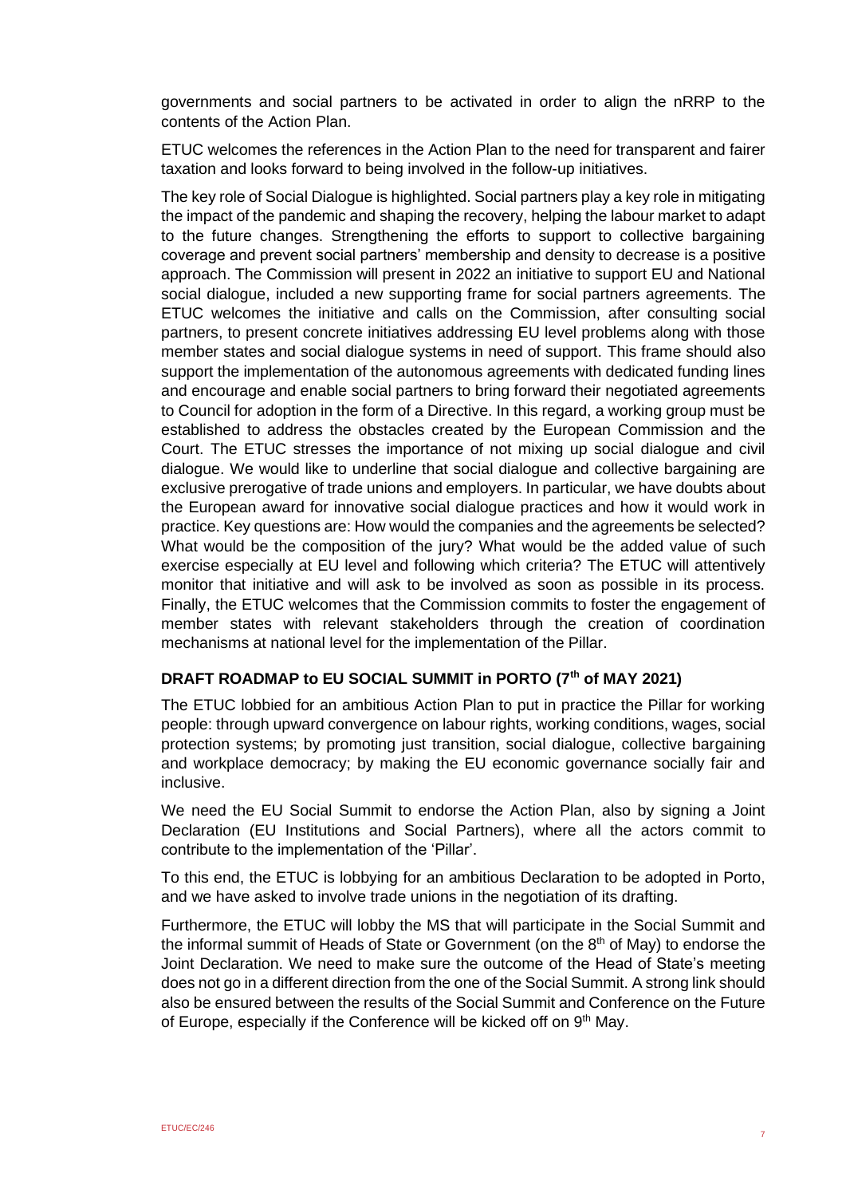governments and social partners to be activated in order to align the nRRP to the contents of the Action Plan.

ETUC welcomes the references in the Action Plan to the need for transparent and fairer taxation and looks forward to being involved in the follow-up initiatives.

The key role of Social Dialogue is highlighted. Social partners play a key role in mitigating the impact of the pandemic and shaping the recovery, helping the labour market to adapt to the future changes. Strengthening the efforts to support to collective bargaining coverage and prevent social partners' membership and density to decrease is a positive approach. The Commission will present in 2022 an initiative to support EU and National social dialogue, included a new supporting frame for social partners agreements. The ETUC welcomes the initiative and calls on the Commission, after consulting social partners, to present concrete initiatives addressing EU level problems along with those member states and social dialogue systems in need of support. This frame should also support the implementation of the autonomous agreements with dedicated funding lines and encourage and enable social partners to bring forward their negotiated agreements to Council for adoption in the form of a Directive. In this regard, a working group must be established to address the obstacles created by the European Commission and the Court. The ETUC stresses the importance of not mixing up social dialogue and civil dialogue. We would like to underline that social dialogue and collective bargaining are exclusive prerogative of trade unions and employers. In particular, we have doubts about the European award for innovative social dialogue practices and how it would work in practice. Key questions are: How would the companies and the agreements be selected? What would be the composition of the jury? What would be the added value of such exercise especially at EU level and following which criteria? The ETUC will attentively monitor that initiative and will ask to be involved as soon as possible in its process. Finally, the ETUC welcomes that the Commission commits to foster the engagement of member states with relevant stakeholders through the creation of coordination mechanisms at national level for the implementation of the Pillar.

### DRAFT ROADMAP to EU SOCIAL SUMMIT in PORTO (7th of MAY 2021)

The ETUC lobbied for an ambitious Action Plan to put in practice the Pillar for working people: through upward convergence on labour rights, working conditions, wages, social protection systems; by promoting just transition, social dialogue, collective bargaining and workplace democracy; by making the EU economic governance socially fair and inclusive.

We need the EU Social Summit to endorse the Action Plan, also by signing a Joint Declaration (EU Institutions and Social Partners), where all the actors commit to contribute to the implementation of the 'Pillar'.

To this end, the ETUC is lobbying for an ambitious Declaration to be adopted in Porto, and we have asked to involve trade unions in the negotiation of its drafting.

Furthermore, the ETUC will lobby the MS that will participate in the Social Summit and the informal summit of Heads of State or Government (on the 8th of May) to endorse the Joint Declaration. We need to make sure the outcome of the Head of State's meeting does not go in a different direction from the one of the Social Summit. A strong link should also be ensured between the results of the Social Summit and Conference on the Future of Europe, especially if the Conference will be kicked off on 9th May.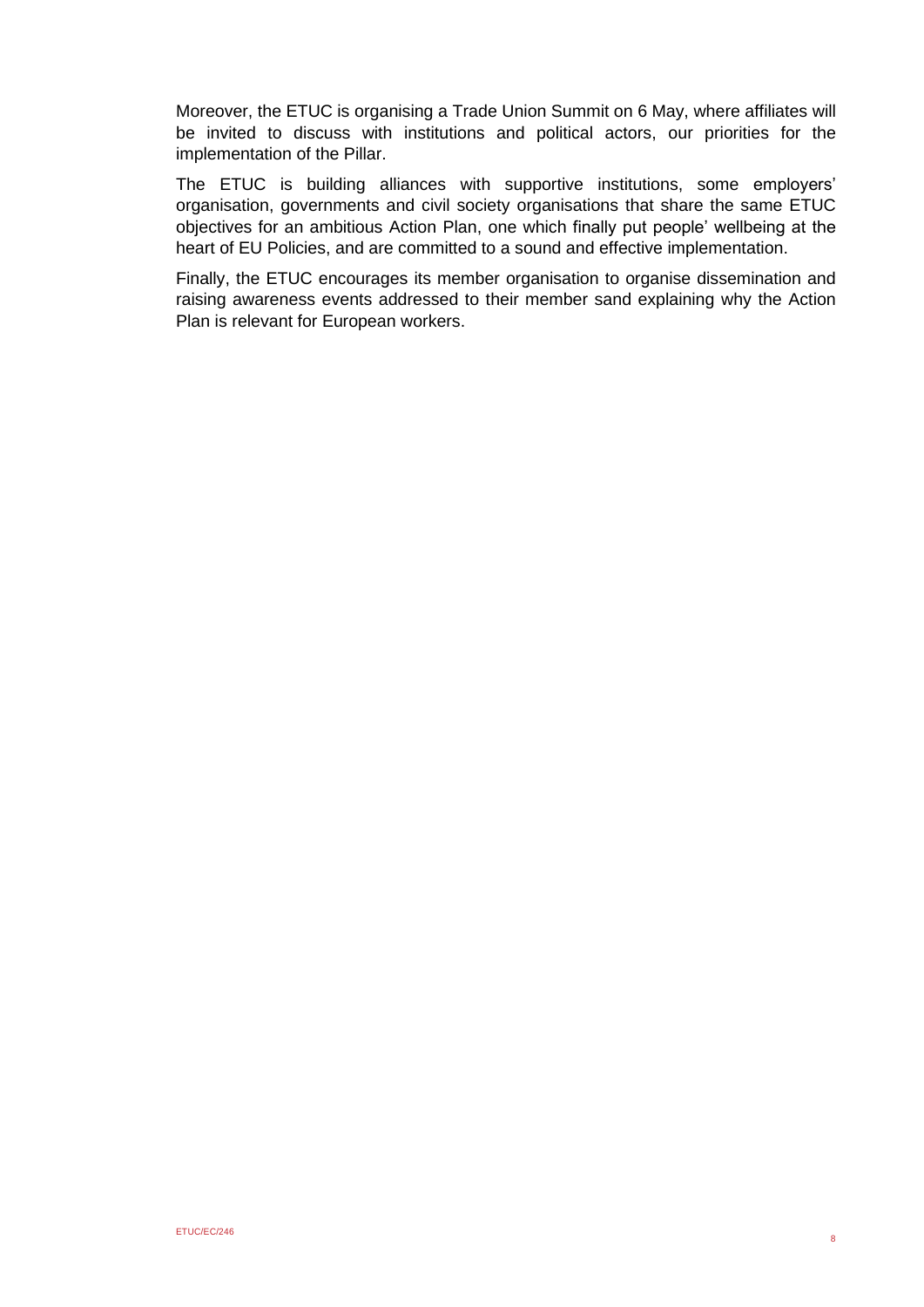Moreover, the ETUC is organising a Trade Union Summit on 6 May, where affiliates will be invited to discuss with institutions and political actors, our priorities for the implementation of the Pillar.

The ETUC is building alliances with supportive institutions, some employers' organisation, governments and civil society organisations that share the same ETUC objectives for an ambitious Action Plan, one which finally put people' wellbeing at the heart of EU Policies, and are committed to a sound and effective implementation.

Finally, the ETUC encourages its member organisation to organise dissemination and raising awareness events addressed to their member sand explaining why the Action Plan is relevant for European workers.